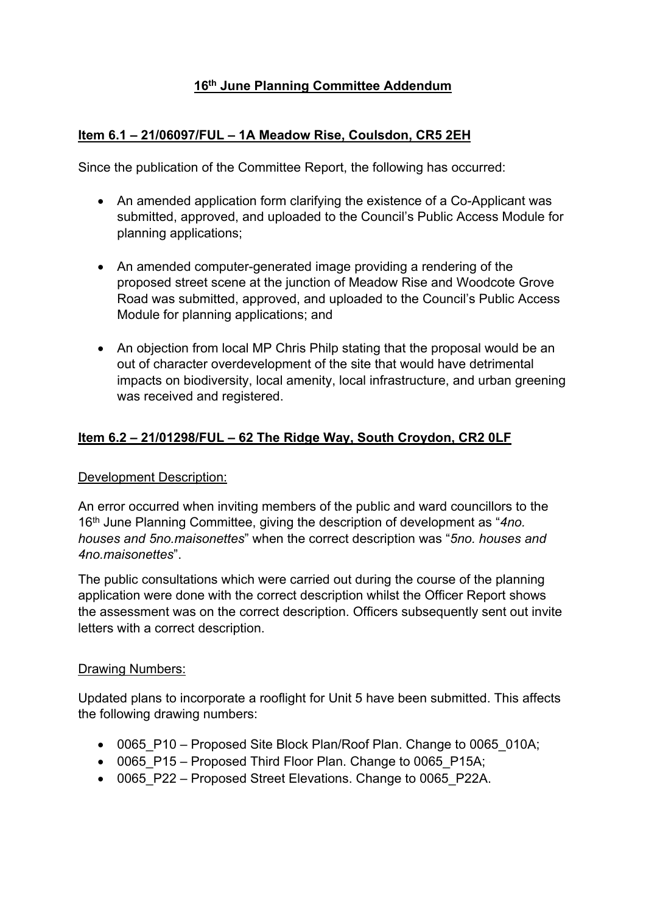# 16th June Planning Committee Addendum

## Item 6.1 – 21/06097/FUL – 1A Meadow Rise, Coulsdon, CR5 2EH

Since the publication of the Committee Report, the following has occurred:

- An amended application form clarifying the existence of a Co-Applicant was submitted, approved, and uploaded to the Council's Public Access Module for planning applications;
- An amended computer-generated image providing a rendering of the proposed street scene at the junction of Meadow Rise and Woodcote Grove Road was submitted, approved, and uploaded to the Council's Public Access Module for planning applications; and
- An objection from local MP Chris Philp stating that the proposal would be an out of character overdevelopment of the site that would have detrimental impacts on biodiversity, local amenity, local infrastructure, and urban greening was received and registered.

## Item 6.2 – 21/01298/FUL – 62 The Ridge Way, South Croydon, CR2 0LF

### Development Description:

An error occurred when inviting members of the public and ward councillors to the 16th June Planning Committee, giving the description of development as "*4no. houses and 5no.maisonettes*" when the correct description was "*5no. houses and 4no.maisonettes*".

The public consultations which were carried out during the course of the planning application were done with the correct description whilst the Officer Report shows the assessment was on the correct description. Officers subsequently sent out invite letters with a correct description.

### Drawing Numbers:

Updated plans to incorporate a rooflight for Unit 5 have been submitted. This affects the following drawing numbers:

- 0065_P10 – Proposed Site Block Plan/Roof Plan. Change to 0065_010A;
- 0065_P15 – Proposed Third Floor Plan. Change to 0065_P15A;
- 0065_P22 – Proposed Street Elevations. Change to 0065_P22A.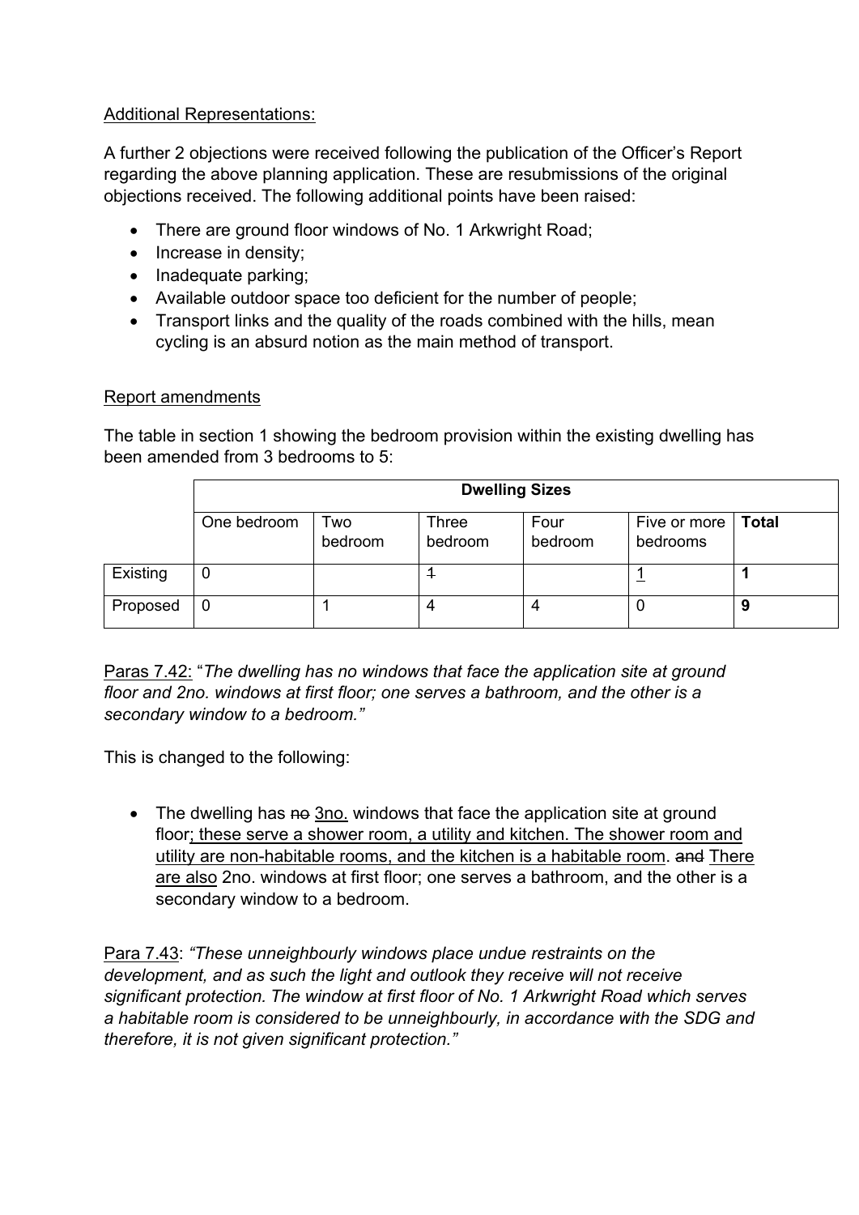Additional Representations:

A further 2 objections were received following the publication of the Officer's Report regarding the above planning application. These are resubmissions of the original objections received. The following additional points have been raised:

- There are ground floor windows of No. 1 Arkwright Road;
- Increase in density;
- Inadequate parking;
- Available outdoor space too deficient for the number of people;
- Transport links and the quality of the roads combined with the hills, mean cycling is an absurd notion as the main method of transport.

Report amendments

The table in section 1 showing the bedroom provision within the existing dwelling has been amended from 3 bedrooms to 5:

| | Dwelling Sizes | | | | | |
|---|---|---|---|---|---|---|
| | One bedroom | Two bedroom | Three bedroom | Four bedroom | Five or more bedrooms | **Total** |
| Existing | 0 | | ~~1~~ | | 1 | **1** |
| Proposed | 0 | 1 | 4 | 4 | 0 | **9** |

Paras 7.42: "*The dwelling has no windows that face the application site at ground floor and 2no. windows at first floor; one serves a bathroom, and the other is a secondary window to a bedroom.*"

This is changed to the following:

- The dwelling has ~~no~~ 3no. windows that face the application site at ground floor; these serve a shower room, a utility and kitchen. The shower room and utility are non-habitable rooms, and the kitchen is a habitable room. ~~and~~ There are also 2no. windows at first floor; one serves a bathroom, and the other is a secondary window to a bedroom.

Para 7.43: *"These unneighbourly windows place undue restraints on the development, and as such the light and outlook they receive will not receive significant protection. The window at first floor of No. 1 Arkwright Road which serves a habitable room is considered to be unneighbourly, in accordance with the SDG and therefore, it is not given significant protection."*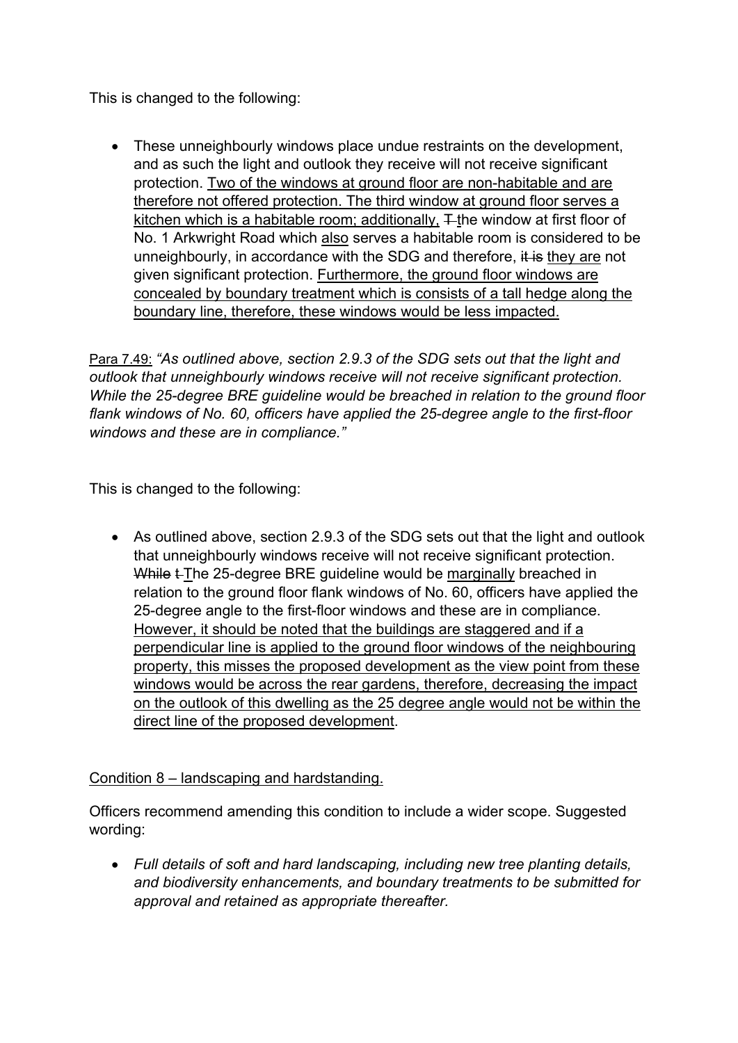This is changed to the following:

- These unneighbourly windows place undue restraints on the development, and as such the light and outlook they receive will not receive significant protection. <u>Two of the windows at ground floor are non-habitable and are therefore not offered protection. The third window at ground floor serves a kitchen which is a habitable room; additionally,</u> ~~T~~ <u>t</u>he window at first floor of No. 1 Arkwright Road which <u>also</u> serves a habitable room is considered to be unneighbourly, in accordance with the SDG and therefore, ~~it is~~ <u>they are</u> not given significant protection. <u>Furthermore, the ground floor windows are concealed by boundary treatment which is consists of a tall hedge along the boundary line, therefore, these windows would be less impacted.</u>

<u>Para 7.49:</u> *"As outlined above, section 2.9.3 of the SDG sets out that the light and outlook that unneighbourly windows receive will not receive significant protection. While the 25-degree BRE guideline would be breached in relation to the ground floor flank windows of No. 60, officers have applied the 25-degree angle to the first-floor windows and these are in compliance."*

This is changed to the following:

- As outlined above, section 2.9.3 of the SDG sets out that the light and outlook that unneighbourly windows receive will not receive significant protection. ~~While t~~ <u>T</u>he 25-degree BRE guideline would be <u>marginally</u> breached in relation to the ground floor flank windows of No. 60, officers have applied the 25-degree angle to the first-floor windows and these are in compliance. <u>However, it should be noted that the buildings are staggered and if a perpendicular line is applied to the ground floor windows of the neighbouring property, this misses the proposed development as the view point from these windows would be across the rear gardens, therefore, decreasing the impact on the outlook of this dwelling as the 25 degree angle would not be within the direct line of the proposed development</u>.

<u>Condition 8 – landscaping and hardstanding.</u>

Officers recommend amending this condition to include a wider scope. Suggested wording:

- *Full details of soft and hard landscaping, including new tree planting details, and biodiversity enhancements, and boundary treatments to be submitted for approval and retained as appropriate thereafter.*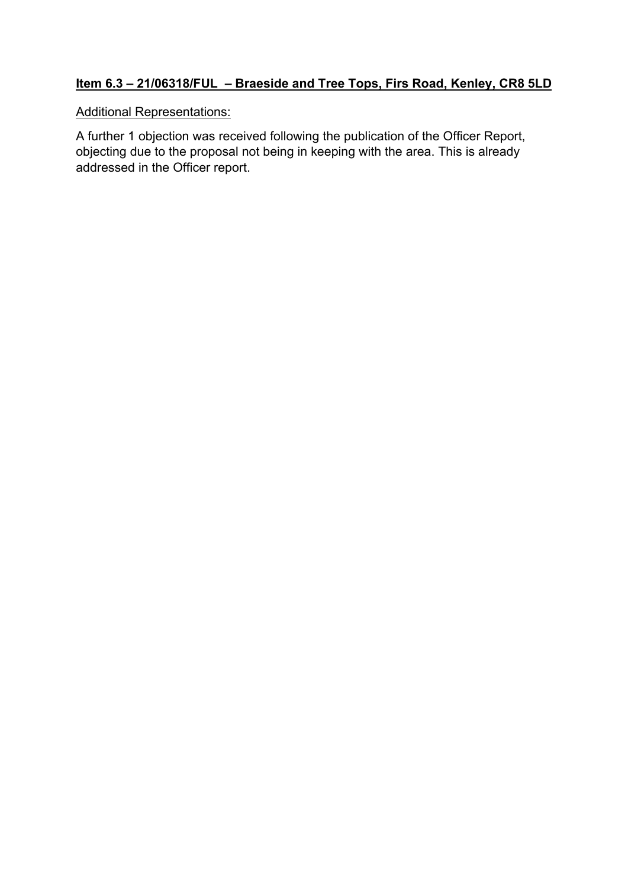**<u>Item 6.3 – 21/06318/FUL – Braeside and Tree Tops, Firs Road, Kenley, CR8 5LD</u>**

<u>Additional Representations:</u>

A further 1 objection was received following the publication of the Officer Report, objecting due to the proposal not being in keeping with the area. This is already addressed in the Officer report.